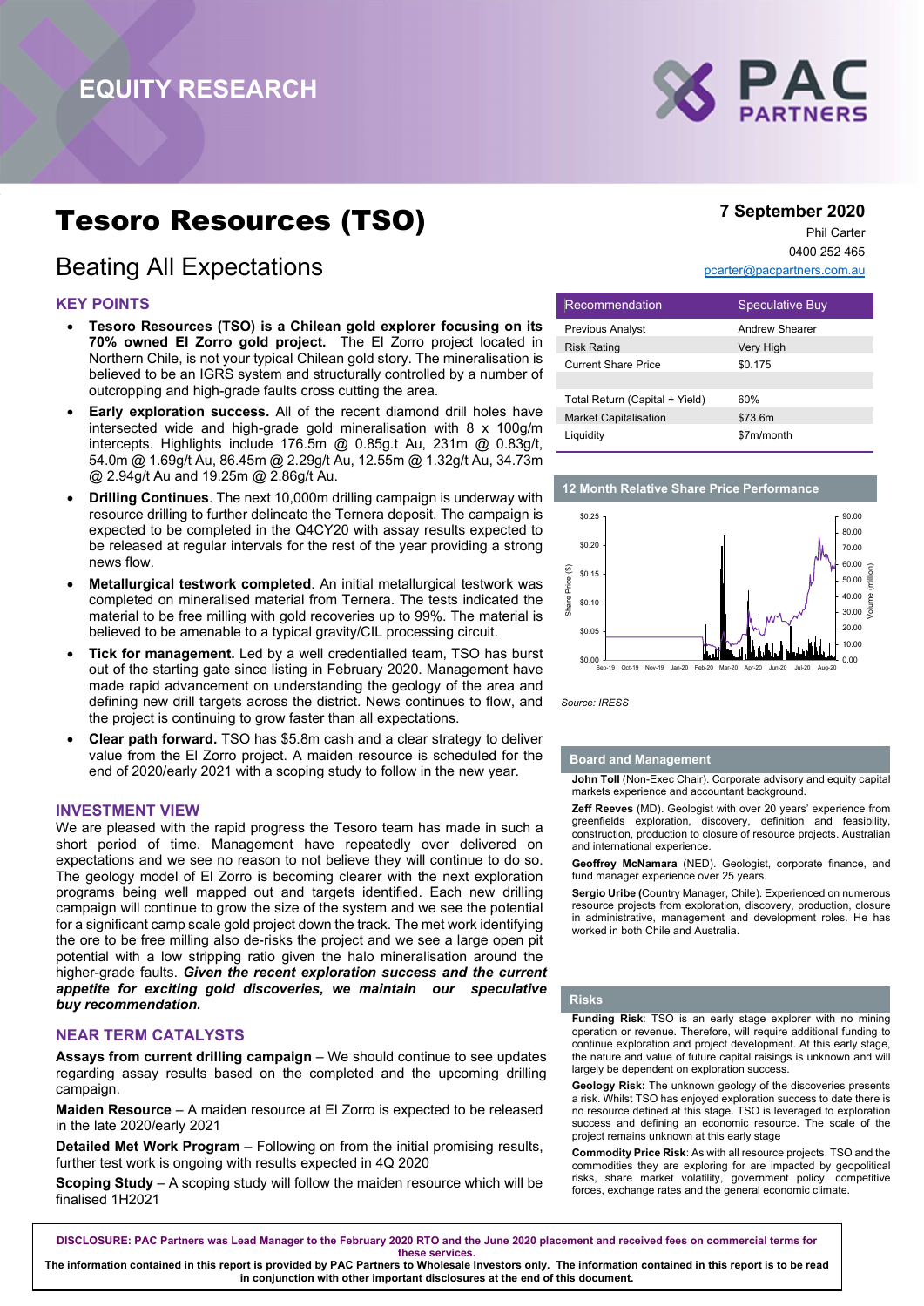EQUITY RESEARCH

# Tesoro Resources (TSO)

## Beating All Expectations

**7 September 2020**

Phil Carter
0400 252 465
pcarter@pacpartners.com.au

### KEY POINTS

- **Tesoro Resources (TSO) is a Chilean gold explorer focusing on its 70% owned El Zorro gold project.** The El Zorro project located in Northern Chile, is not your typical Chilean gold story. The mineralisation is believed to be an IGRS system and structurally controlled by a number of outcropping and high-grade faults cross cutting the area.
- **Early exploration success.** All of the recent diamond drill holes have intersected wide and high-grade gold mineralisation with 8 x 100g/m intercepts. Highlights include 176.5m @ 0.85g.t Au, 231m @ 0.83g/t, 54.0m @ 1.69g/t Au, 86.45m @ 2.29g/t Au, 12.55m @ 1.32g/t Au, 34.73m @ 2.94g/t Au and 19.25m @ 2.86g/t Au.
- **Drilling Continues**. The next 10,000m drilling campaign is underway with resource drilling to further delineate the Ternera deposit. The campaign is expected to be completed in the Q4CY20 with assay results expected to be released at regular intervals for the rest of the year providing a strong news flow.
- **Metallurgical testwork completed**. An initial metallurgical testwork was completed on mineralised material from Ternera. The tests indicated the material to be free milling with gold recoveries up to 99%. The material is believed to be amenable to a typical gravity/CIL processing circuit.
- **Tick for management.** Led by a well credentialled team, TSO has burst out of the starting gate since listing in February 2020. Management have made rapid advancement on understanding the geology of the area and defining new drill targets across the district. News continues to flow, and the project is continuing to grow faster than all expectations.
- **Clear path forward.** TSO has $5.8m cash and a clear strategy to deliver value from the El Zorro project. A maiden resource is scheduled for the end of 2020/early 2021 with a scoping study to follow in the new year.

| Recommendation | Speculative Buy |
|---|---|
| Previous Analyst | Andrew Shearer |
| Risk Rating | Very High |
| Current Share Price | $0.175 |
| | |
| Total Return (Capital + Yield) | 60% |
| Market Capitalisation | $73.6m |
| Liquidity | $7m/month |

#### 12 Month Relative Share Price Performance

Source: IRESS

### INVESTMENT VIEW

We are pleased with the rapid progress the Tesoro team has made in such a short period of time. Management have repeatedly over delivered on expectations and we see no reason to not believe they will continue to do so. The geology model of El Zorro is becoming clearer with the next exploration programs being well mapped out and targets identified. Each new drilling campaign will continue to grow the size of the system and we see the potential for a significant camp scale gold project down the track. The met work identifying the ore to be free milling also de-risks the project and we see a large open pit potential with a low stripping ratio given the halo mineralisation around the higher-grade faults. ***Given the recent exploration success and the current appetite for exciting gold discoveries, we maintain our speculative buy recommendation.***

### NEAR TERM CATALYSTS

**Assays from current drilling campaign** – We should continue to see updates regarding assay results based on the completed and the upcoming drilling campaign.

**Maiden Resource** – A maiden resource at El Zorro is expected to be released in the late 2020/early 2021

**Detailed Met Work Program** – Following on from the initial promising results, further test work is ongoing with results expected in 4Q 2020

**Scoping Study** – A scoping study will follow the maiden resource which will be finalised 1H2021

#### Board and Management

**John Toll** (Non-Exec Chair). Corporate advisory and equity capital markets experience and accountant background.

**Zeff Reeves** (MD). Geologist with over 20 years' experience from greenfields exploration, discovery, definition and feasibility, construction, production to closure of resource projects. Australian and international experience.

**Geoffrey McNamara** (NED). Geologist, corporate finance, and fund manager experience over 25 years.

**Sergio Uribe** (Country Manager, Chile). Experienced on numerous resource projects from exploration, discovery, production, closure in administrative, management and development roles. He has worked in both Chile and Australia.

#### Risks

**Funding Risk**: TSO is an early stage explorer with no mining operation or revenue. Therefore, will require additional funding to continue exploration and project development. At this early stage, the nature and value of future capital raisings is unknown and will largely be dependent on exploration success.

**Geology Risk:** The unknown geology of the discoveries presents a risk. Whilst TSO has enjoyed exploration success to date there is no resource defined at this stage. TSO is leveraged to exploration success and defining an economic resource. The scale of the project remains unknown at this early stage

**Commodity Price Risk**: As with all resource projects, TSO and the commodities they are exploring for are impacted by geopolitical risks, share market volatility, government policy, competitive forces, exchange rates and the general economic climate.

**DISCLOSURE: PAC Partners was Lead Manager to the February 2020 RTO and the June 2020 placement and received fees on commercial terms for these services.**
**The information contained in this report is provided by PAC Partners to Wholesale Investors only. The information contained in this report is to be read in conjunction with other important disclosures at the end of this document.**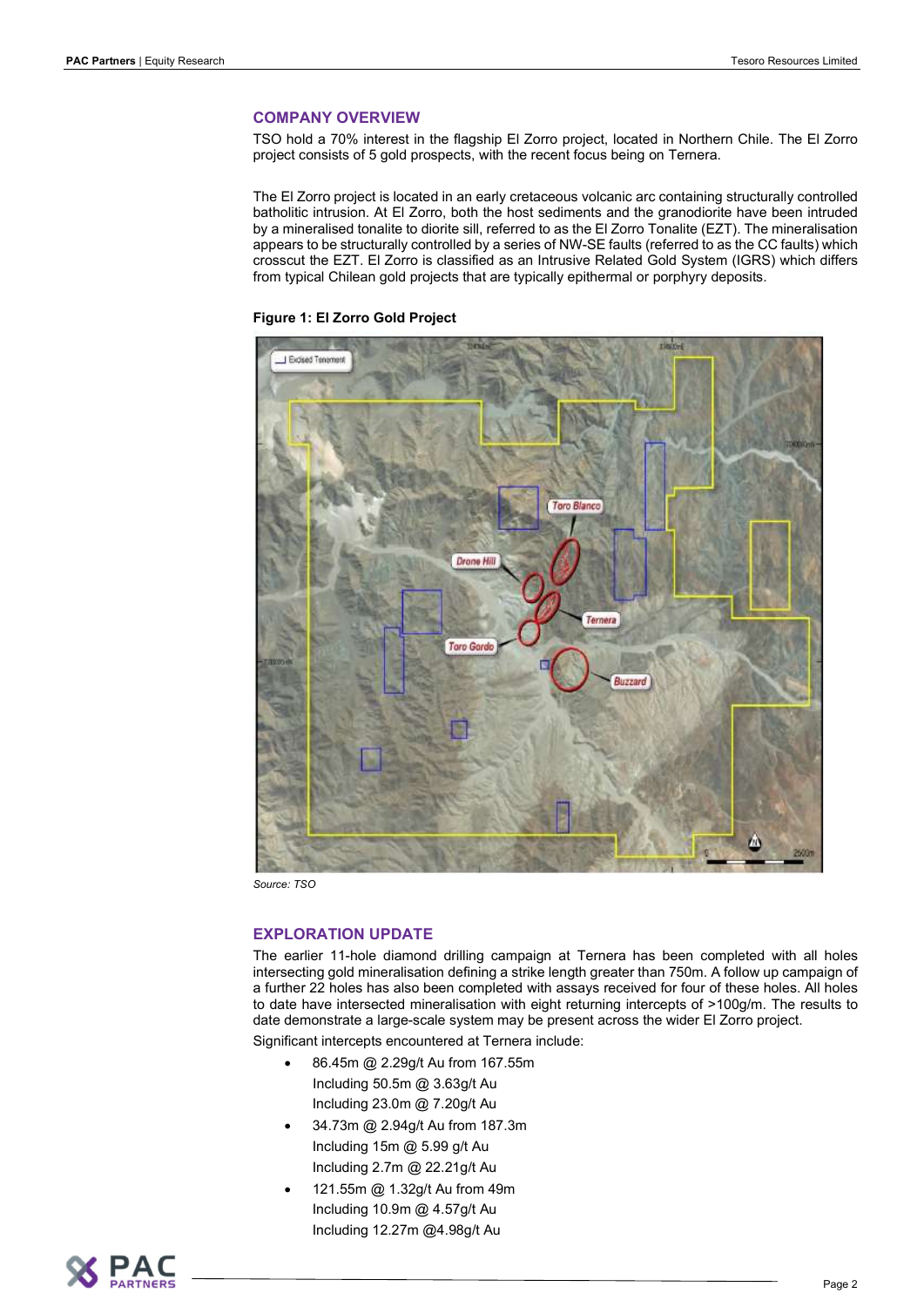## COMPANY OVERVIEW

TSO hold a 70% interest in the flagship El Zorro project, located in Northern Chile. The El Zorro project consists of 5 gold prospects, with the recent focus being on Ternera.

The El Zorro project is located in an early cretaceous volcanic arc containing structurally controlled batholitic intrusion. At El Zorro, both the host sediments and the granodiorite have been intruded by a mineralised tonalite to diorite sill, referred to as the El Zorro Tonalite (EZT). The mineralisation appears to be structurally controlled by a series of NW-SE faults (referred to as the CC faults) which crosscut the EZT. El Zorro is classified as an Intrusive Related Gold System (IGRS) which differs from typical Chilean gold projects that are typically epithermal or porphyry deposits.

**Figure 1: El Zorro Gold Project**

*Source: TSO*

## EXPLORATION UPDATE

The earlier 11-hole diamond drilling campaign at Ternera has been completed with all holes intersecting gold mineralisation defining a strike length greater than 750m. A follow up campaign of a further 22 holes has also been completed with assays received for four of these holes. All holes to date have intersected mineralisation with eight returning intercepts of >100g/m. The results to date demonstrate a large-scale system may be present across the wider El Zorro project.

Significant intercepts encountered at Ternera include:

- 86.45m @ 2.29g/t Au from 167.55m
  Including 50.5m @ 3.63g/t Au
  Including 23.0m @ 7.20g/t Au
- 34.73m @ 2.94g/t Au from 187.3m
  Including 15m @ 5.99 g/t Au
  Including 2.7m @ 22.21g/t Au
- 121.55m @ 1.32g/t Au from 49m
  Including 10.9m @ 4.57g/t Au
  Including 12.27m @4.98g/t Au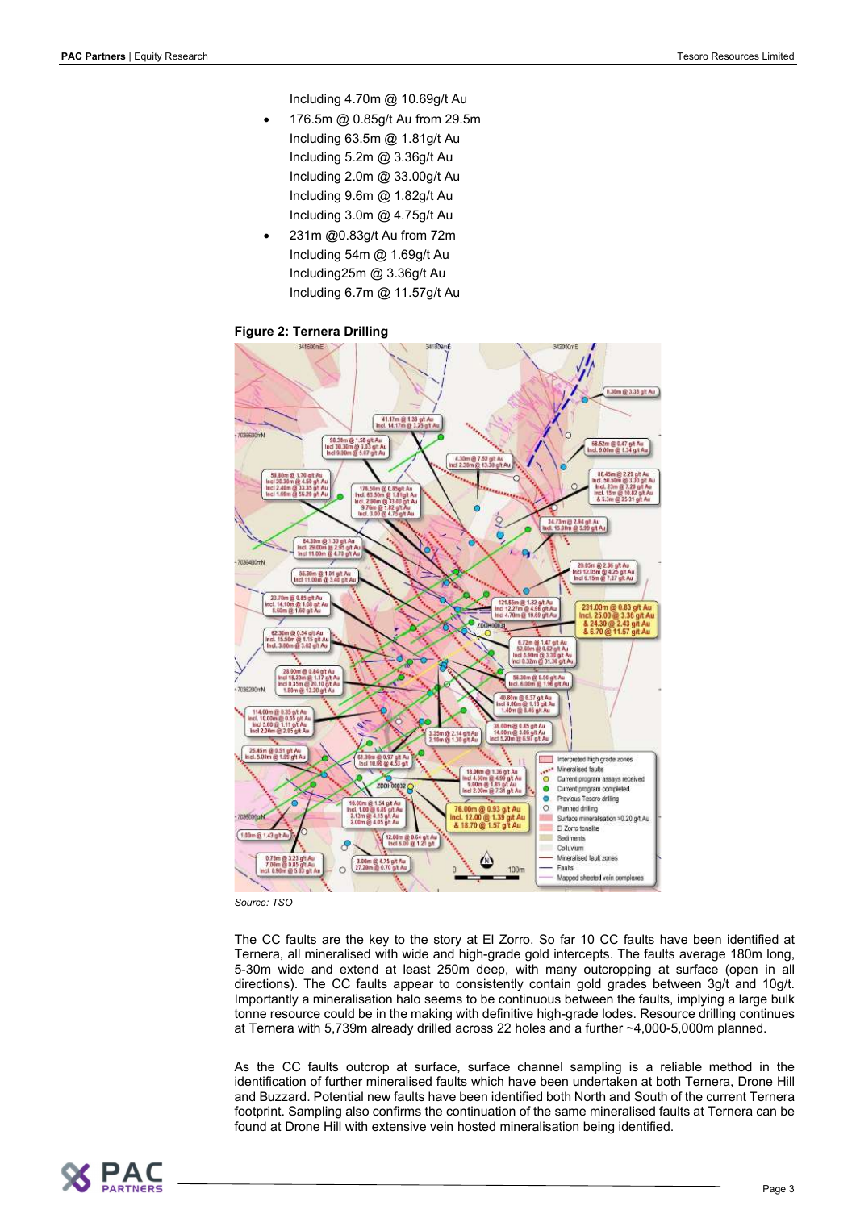Including 4.70m @ 10.69g/t Au

- 176.5m @ 0.85g/t Au from 29.5m
  Including 63.5m @ 1.81g/t Au
  Including 5.2m @ 3.36g/t Au
  Including 2.0m @ 33.00g/t Au
  Including 9.6m @ 1.82g/t Au
  Including 3.0m @ 4.75g/t Au
- 231m @0.83g/t Au from 72m
  Including 54m @ 1.69g/t Au
  Including25m @ 3.36g/t Au
  Including 6.7m @ 11.57g/t Au

**Figure 2: Ternera Drilling**

*Source: TSO*

The CC faults are the key to the story at El Zorro. So far 10 CC faults have been identified at Ternera, all mineralised with wide and high-grade gold intercepts. The faults average 180m long, 5-30m wide and extend at least 250m deep, with many outcropping at surface (open in all directions). The CC faults appear to consistently contain gold grades between 3g/t and 10g/t. Importantly a mineralisation halo seems to be continuous between the faults, implying a large bulk tonne resource could be in the making with definitive high-grade lodes. Resource drilling continues at Ternera with 5,739m already drilled across 22 holes and a further ~4,000-5,000m planned.

As the CC faults outcrop at surface, surface channel sampling is a reliable method in the identification of further mineralised faults which have been undertaken at both Ternera, Drone Hill and Buzzard. Potential new faults have been identified both North and South of the current Ternera footprint. Sampling also confirms the continuation of the same mineralised faults at Ternera can be found at Drone Hill with extensive vein hosted mineralisation being identified.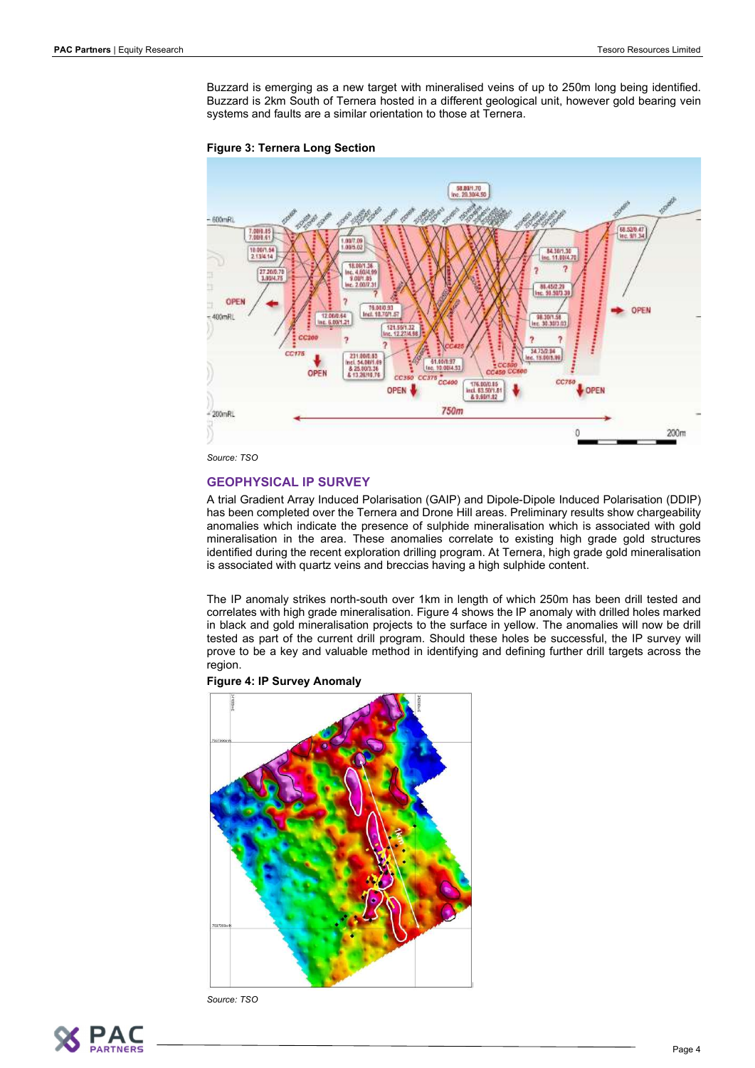Buzzard is emerging as a new target with mineralised veins of up to 250m long being identified. Buzzard is 2km South of Ternera hosted in a different geological unit, however gold bearing vein systems and faults are a similar orientation to those at Ternera.

**Figure 3: Ternera Long Section**

*Source: TSO*

## GEOPHYSICAL IP SURVEY

A trial Gradient Array Induced Polarisation (GAIP) and Dipole-Dipole Induced Polarisation (DDIP) has been completed over the Ternera and Drone Hill areas. Preliminary results show chargeability anomalies which indicate the presence of sulphide mineralisation which is associated with gold mineralisation in the area. These anomalies correlate to existing high grade gold structures identified during the recent exploration drilling program. At Ternera, high grade gold mineralisation is associated with quartz veins and breccias having a high sulphide content.

The IP anomaly strikes north-south over 1km in length of which 250m has been drill tested and correlates with high grade mineralisation. Figure 4 shows the IP anomaly with drilled holes marked in black and gold mineralisation projects to the surface in yellow. The anomalies will now be drill tested as part of the current drill program. Should these holes be successful, the IP survey will prove to be a key and valuable method in identifying and defining further drill targets across the region.

**Figure 4: IP Survey Anomaly**

*Source: TSO*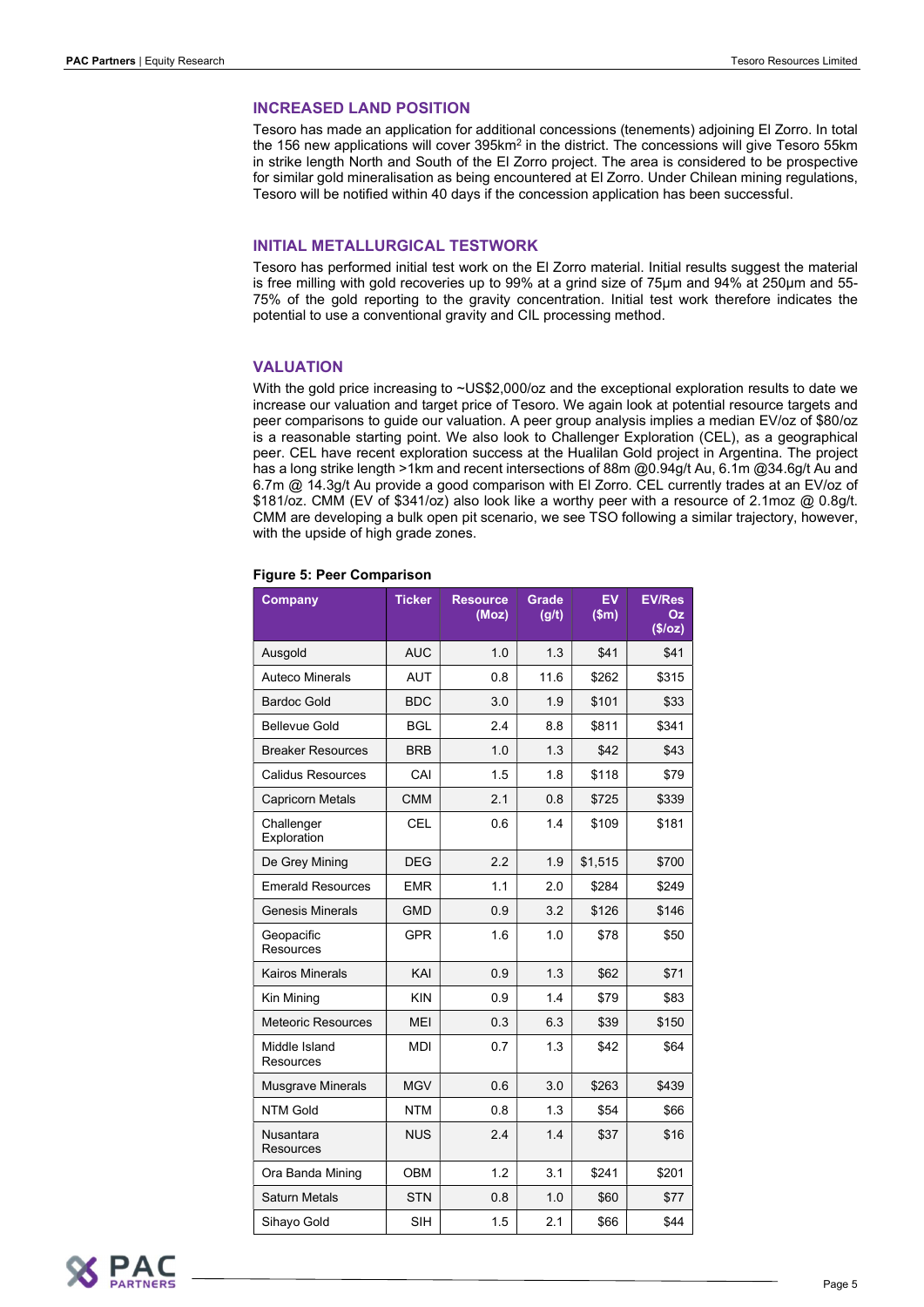## INCREASED LAND POSITION

Tesoro has made an application for additional concessions (tenements) adjoining El Zorro. In total the 156 new applications will cover 395km$^2$ in the district. The concessions will give Tesoro 55km in strike length North and South of the El Zorro project. The area is considered to be prospective for similar gold mineralisation as being encountered at El Zorro. Under Chilean mining regulations, Tesoro will be notified within 40 days if the concession application has been successful.

## INITIAL METALLURGICAL TESTWORK

Tesoro has performed initial test work on the El Zorro material. Initial results suggest the material is free milling with gold recoveries up to 99% at a grind size of 75µm and 94% at 250µm and 55-75% of the gold reporting to the gravity concentration. Initial test work therefore indicates the potential to use a conventional gravity and CIL processing method.

## VALUATION

With the gold price increasing to ~US$2,000/oz and the exceptional exploration results to date we increase our valuation and target price of Tesoro. We again look at potential resource targets and peer comparisons to guide our valuation. A peer group analysis implies a median EV/oz of $80/oz is a reasonable starting point. We also look to Challenger Exploration (CEL), as a geographical peer. CEL have recent exploration success at the Hualilan Gold project in Argentina. The project has a long strike length >1km and recent intersections of 88m @0.94g/t Au, 6.1m @34.6g/t Au and 6.7m @ 14.3g/t Au provide a good comparison with El Zorro. CEL currently trades at an EV/oz of $181/oz. CMM (EV of $341/oz) also look like a worthy peer with a resource of 2.1moz @ 0.8g/t. CMM are developing a bulk open pit scenario, we see TSO following a similar trajectory, however, with the upside of high grade zones.

**Figure 5: Peer Comparison**

| Company | Ticker | Resource (Moz) | Grade (g/t) | EV ($m) | EV/Res Oz ($/oz) |
|---|---|---|---|---|---|
| Ausgold | AUC | 1.0 | 1.3 | $41 | $41 |
| Auteco Minerals | AUT | 0.8 | 11.6 | $262 | $315 |
| Bardoc Gold | BDC | 3.0 | 1.9 | $101 | $33 |
| Bellevue Gold | BGL | 2.4 | 8.8 | $811 | $341 |
| Breaker Resources | BRB | 1.0 | 1.3 | $42 | $43 |
| Calidus Resources | CAI | 1.5 | 1.8 | $118 | $79 |
| Capricorn Metals | CMM | 2.1 | 0.8 | $725 | $339 |
| Challenger Exploration | CEL | 0.6 | 1.4 | $109 | $181 |
| De Grey Mining | DEG | 2.2 | 1.9 | $1,515 | $700 |
| Emerald Resources | EMR | 1.1 | 2.0 | $284 | $249 |
| Genesis Minerals | GMD | 0.9 | 3.2 | $126 | $146 |
| Geopacific Resources | GPR | 1.6 | 1.0 | $78 | $50 |
| Kairos Minerals | KAI | 0.9 | 1.3 | $62 | $71 |
| Kin Mining | KIN | 0.9 | 1.4 | $79 | $83 |
| Meteoric Resources | MEI | 0.3 | 6.3 | $39 | $150 |
| Middle Island Resources | MDI | 0.7 | 1.3 | $42 | $64 |
| Musgrave Minerals | MGV | 0.6 | 3.0 | $263 | $439 |
| NTM Gold | NTM | 0.8 | 1.3 | $54 | $66 |
| Nusantara Resources | NUS | 2.4 | 1.4 | $37 | $16 |
| Ora Banda Mining | OBM | 1.2 | 3.1 | $241 | $201 |
| Saturn Metals | STN | 0.8 | 1.0 | $60 | $77 |
| Sihayo Gold | SIH | 1.5 | 2.1 | $66 | $44 |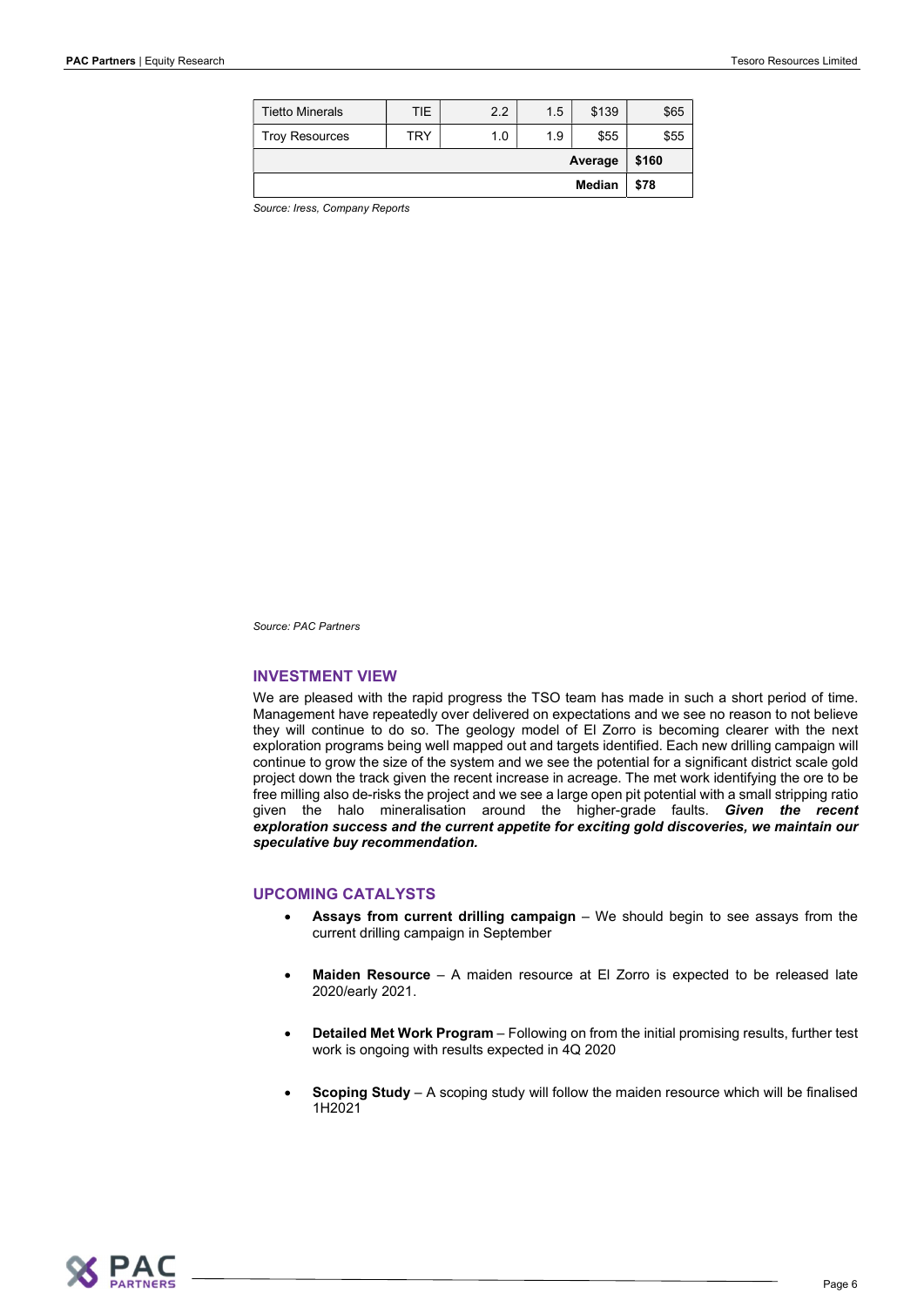| | | | | | |
|---|---|---|---|---|---|
| Tietto Minerals | TIE | 2.2 | 1.5 | $139 | $65 |
| Troy Resources | TRY | 1.0 | 1.9 | $55 | $55 |
| | | | | **Average** | **$160** |
| | | | | **Median** | **$78** |

*Source: Iress, Company Reports*

*Source: PAC Partners*

## INVESTMENT VIEW

We are pleased with the rapid progress the TSO team has made in such a short period of time. Management have repeatedly over delivered on expectations and we see no reason to not believe they will continue to do so. The geology model of El Zorro is becoming clearer with the next exploration programs being well mapped out and targets identified. Each new drilling campaign will continue to grow the size of the system and we see the potential for a significant district scale gold project down the track given the recent increase in acreage. The met work identifying the ore to be free milling also de-risks the project and we see a large open pit potential with a small stripping ratio given the halo mineralisation around the higher-grade faults. ***Given the recent exploration success and the current appetite for exciting gold discoveries, we maintain our speculative buy recommendation.***

## UPCOMING CATALYSTS

- **Assays from current drilling campaign** – We should begin to see assays from the current drilling campaign in September
- **Maiden Resource** – A maiden resource at El Zorro is expected to be released late 2020/early 2021.
- **Detailed Met Work Program** – Following on from the initial promising results, further test work is ongoing with results expected in 4Q 2020
- **Scoping Study** – A scoping study will follow the maiden resource which will be finalised 1H2021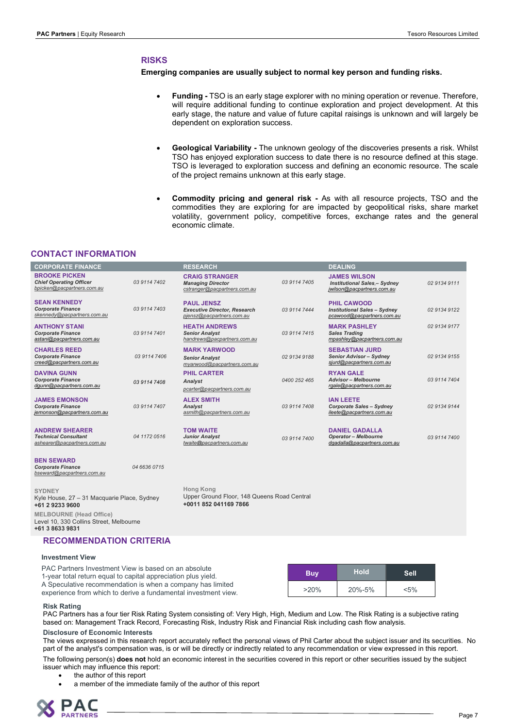## RISKS

**Emerging companies are usually subject to normal key person and funding risks.**

- **Funding -** TSO is an early stage explorer with no mining operation or revenue. Therefore, will require additional funding to continue exploration and project development. At this early stage, the nature and value of future capital raisings is unknown and will largely be dependent on exploration success.

- **Geological Variability -** The unknown geology of the discoveries presents a risk. Whilst TSO has enjoyed exploration success to date there is no resource defined at this stage. TSO is leveraged to exploration success and defining an economic resource. The scale of the project remains unknown at this early stage.

- **Commodity pricing and general risk -** As with all resource projects, TSO and the commodities they are exploring for are impacted by geopolitical risks, share market volatility, government policy, competitive forces, exchange rates and the general economic climate.

## CONTACT INFORMATION

| CORPORATE FINANCE | | RESEARCH | | DEALING | |
|---|---|---|---|---|---|
| **BROOKE PICKEN**<br>*Chief Operating Officer*<br>bpicken@pacpartners.com.au | 03 9114 7402 | **CRAIG STRANGER**<br>*Managing Director*<br>cstranger@pacpartners.com.au | 03 9114 7405 | **JAMES WILSON**<br>*Institutional Sales,– Sydney*<br>jwilson@pacpartners.com.au | 02 9134 9111 |
| **SEAN KENNEDY**<br>*Corporate Finance*<br>skennedy@pacpartners.com.au | 03 9114 7403 | **PAUL JENSZ**<br>*Executive Director, Research*<br>pjensz@pacpartners.com.au | 03 9114 7444 | **PHIL CAWOOD**<br>*Institutional Sales – Sydney*<br>pcawood@pacpartners.com.au | 02 9134 9122 |
| **ANTHONY STANI**<br>*Corporate Finance*<br>astani@pacpartners.com.au | 03 9114 7401 | **HEATH ANDREWS**<br>*Senior Analyst*<br>handrews@pacpartners.com.au | 03 9114 7415 | **MARK PASHLEY**<br>*Sales Trading*<br>mpashley@pacpartners.com.au | 02 9134 9177 |
| **CHARLES REED**<br>*Corporate Finance*<br>creed@pacpartners.com.au | 03 9114 7406 | **MARK YARWOOD**<br>*Senior Analyst*<br>myarwood@pacpartners.com.au | 02 9134 9188 | **SEBASTIAN JURD**<br>*Senior Advisor – Sydney*<br>sjurd@pacpartners.com.au | 02 9134 9155 |
| **DAVINA GUNN**<br>*Corporate Finance*<br>dgunn@pacpartners.com.au | 03 9114 7408 | **PHIL CARTER**<br>*Analyst*<br>pcarter@pacpartners.com.au | 0400 252 465 | **RYAN GALE**<br>*Advisor – Melbourne*<br>rgale@pacpartners.com.au | 03 9114 7404 |
| **JAMES EMONSON**<br>*Corporate Finance*<br>jemonson@pacpartners.com.au | 03 9114 7407 | **ALEX SMITH**<br>*Analyst*<br>asmith@pacpartners.com.au | 03 9114 7408 | **IAN LEETE**<br>*Corporate Sales – Sydney*<br>ileete@pacpartners.com.au | 02 9134 9144 |
| **ANDREW SHEARER**<br>*Technical Consultant*<br>ashearer@pacpartners.com.au | 04 1172 0516 | **TOM WAITE**<br>*Junior Analyst*<br>twaite@pacpartners.com.au | 03 9114 7400 | **DANIEL GADALLA**<br>*Operator – Melbourne*<br>dgadalla@pacpartners.com.au | 03 9114 7400 |
| **BEN SEWARD**<br>*Corporate Finance*<br>bseward@pacpartners.com.au | 04 6636 0715 | | | | |

**SYDNEY**
Kyle House, 27 – 31 Macquarie Place, Sydney
**+61 2 9233 9600**

**MELBOURNE (Head Office)**
Level 10, 330 Collins Street, Melbourne
**+61 3 8633 9831**

**Hong Kong**
Upper Ground Floor, 148 Queens Road Central
**+0011 852 041169 7866**

## RECOMMENDATION CRITERIA

### Investment View

PAC Partners Investment View is based on an absolute 1-year total return equal to capital appreciation plus yield.
A Speculative recommendation is when a company has limited experience from which to derive a fundamental investment view.

| Buy | Hold | Sell |
|---|---|---|
| >20% | 20%-5% | <5% |

### Risk Rating

PAC Partners has a four tier Risk Rating System consisting of: Very High, High, Medium and Low. The Risk Rating is a subjective rating based on: Management Track Record, Forecasting Risk, Industry Risk and Financial Risk including cash flow analysis.

### Disclosure of Economic Interests

The views expressed in this research report accurately reflect the personal views of Phil Carter about the subject issuer and its securities. No part of the analyst's compensation was, is or will be directly or indirectly related to any recommendation or view expressed in this report.

The following person(s) **does not** hold an economic interest in the securities covered in this report or other securities issued by the subject issuer which may influence this report:

- the author of this report
- a member of the immediate family of the author of this report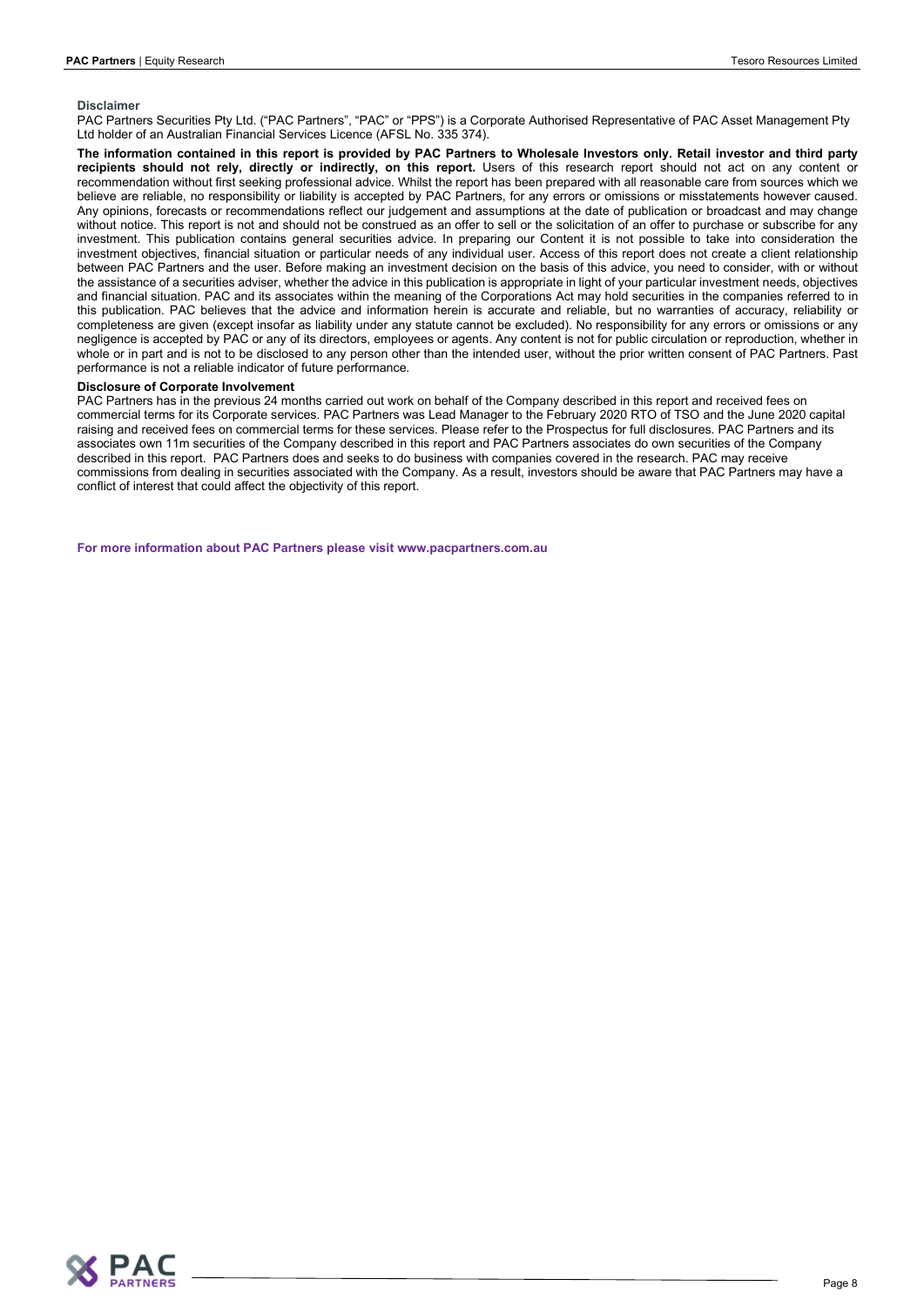## Disclaimer

PAC Partners Securities Pty Ltd. ("PAC Partners", "PAC" or "PPS") is a Corporate Authorised Representative of PAC Asset Management Pty Ltd holder of an Australian Financial Services Licence (AFSL No. 335 374).

**The information contained in this report is provided by PAC Partners to Wholesale Investors only. Retail investor and third party recipients should not rely, directly or indirectly, on this report.** Users of this research report should not act on any content or recommendation without first seeking professional advice. Whilst the report has been prepared with all reasonable care from sources which we believe are reliable, no responsibility or liability is accepted by PAC Partners, for any errors or omissions or misstatements however caused. Any opinions, forecasts or recommendations reflect our judgement and assumptions at the date of publication or broadcast and may change without notice. This report is not and should not be construed as an offer to sell or the solicitation of an offer to purchase or subscribe for any investment. This publication contains general securities advice. In preparing our Content it is not possible to take into consideration the investment objectives, financial situation or particular needs of any individual user. Access of this report does not create a client relationship between PAC Partners and the user. Before making an investment decision on the basis of this advice, you need to consider, with or without the assistance of a securities adviser, whether the advice in this publication is appropriate in light of your particular investment needs, objectives and financial situation. PAC and its associates within the meaning of the Corporations Act may hold securities in the companies referred to in this publication. PAC believes that the advice and information herein is accurate and reliable, but no warranties of accuracy, reliability or completeness are given (except insofar as liability under any statute cannot be excluded). No responsibility for any errors or omissions or any negligence is accepted by PAC or any of its directors, employees or agents. Any content is not for public circulation or reproduction, whether in whole or in part and is not to be disclosed to any person other than the intended user, without the prior written consent of PAC Partners. Past performance is not a reliable indicator of future performance.

**Disclosure of Corporate Involvement**

PAC Partners has in the previous 24 months carried out work on behalf of the Company described in this report and received fees on commercial terms for its Corporate services. PAC Partners was Lead Manager to the February 2020 RTO of TSO and the June 2020 capital raising and received fees on commercial terms for these services. Please refer to the Prospectus for full disclosures. PAC Partners and its associates own 11m securities of the Company described in this report and PAC Partners associates do own securities of the Company described in this report. PAC Partners does and seeks to do business with companies covered in the research. PAC may receive commissions from dealing in securities associated with the Company. As a result, investors should be aware that PAC Partners may have a conflict of interest that could affect the objectivity of this report.

**For more information about PAC Partners please visit www.pacpartners.com.au**